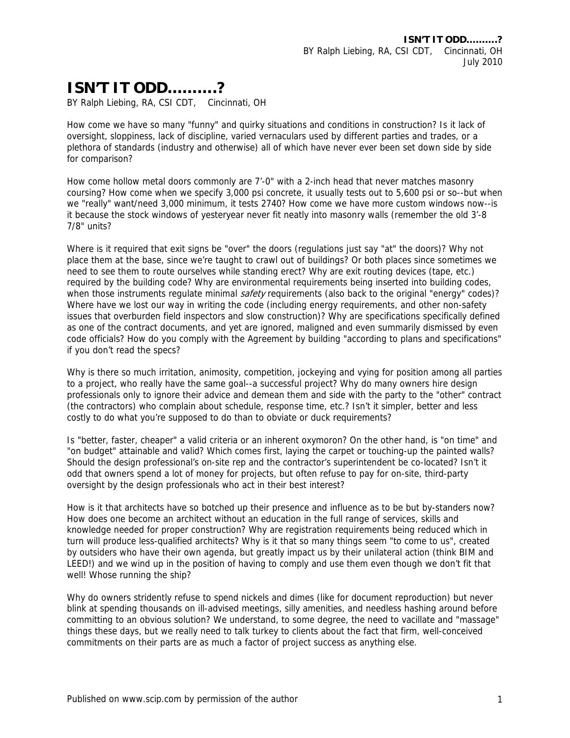# ISN'T IT ODD..........?

BY Ralph Liebing, RA, CSI CDT, Cincinnati, OH

How come we have so many "funny" and quirky situations and conditions in construction? Is it lack of oversight, sloppiness, lack of discipline, varied vernaculars used by different parties and trades, or a plethora of standards (industry and otherwise) all of which have never ever been set down side by side for comparison?

How come hollow metal doors commonly are 7'-0" with a 2-inch head that never matches masonry coursing? How come when we specify 3,000 psi concrete, it usually tests out to 5,600 psi or so--but when we "really" want/need 3,000 minimum, it tests 2740? How come we have more custom windows now--is it because the stock windows of yesteryear never fit neatly into masonry walls (remember the old 3'-8 7/8" units?

Where is it required that exit signs be "over" the doors (regulations just say "at" the doors)? Why not place them at the base, since we're taught to crawl out of buildings? Or both places since sometimes we need to see them to route ourselves while standing erect? Why are exit routing devices (tape, etc.) required by the building code? Why are environmental requirements being inserted into building codes, when those instruments regulate minimal *safety* requirements (also back to the original "energy" codes)? Where have we lost our way in writing the code (including energy requirements, and other non-safety issues that overburden field inspectors and slow construction)? Why are specifications specifically defined as one of the contract documents, and yet are ignored, maligned and even summarily dismissed by even code officials? How do you comply with the Agreement by building "according to plans and specifications" if you don't read the specs?

Why is there so much irritation, animosity, competition, jockeying and vying for position among all parties to a project, who really have the same goal--a successful project? Why do many owners hire design professionals only to ignore their advice and demean them and side with the party to the "other" contract (the contractors) who complain about schedule, response time, etc.? Isn't it simpler, better and less costly to do what you're supposed to do than to obviate or duck requirements?

Is "better, faster, cheaper" a valid criteria or an inherent oxymoron? On the other hand, is "on time" and "on budget" attainable and valid? Which comes first, laying the carpet or touching-up the painted walls? Should the design professional's on-site rep and the contractor's superintendent be co-located? Isn't it odd that owners spend a lot of money for projects, but often refuse to pay for on-site, third-party oversight by the design professionals who act in their best interest?

How is it that architects have so botched up their presence and influence as to be but by-standers now? How does one become an architect without an education in the full range of services, skills and knowledge needed for proper construction? Why are registration requirements being reduced which in turn will produce less-qualified architects? Why is it that so many things seem "to come to us", created by outsiders who have their own agenda, but greatly impact us by their unilateral action (think BIM and LEED!) and we wind up in the position of having to comply and use them even though we don't fit that well! Whose running the ship?

Why do owners stridently refuse to spend nickels and dimes (like for document reproduction) but never blink at spending thousands on ill-advised meetings, silly amenities, and needless hashing around before committing to an obvious solution? We understand, to some degree, the need to vacillate and "massage" things these days, but we really need to talk turkey to clients about the fact that firm, well-conceived commitments on their parts are as much a factor of project success as anything else.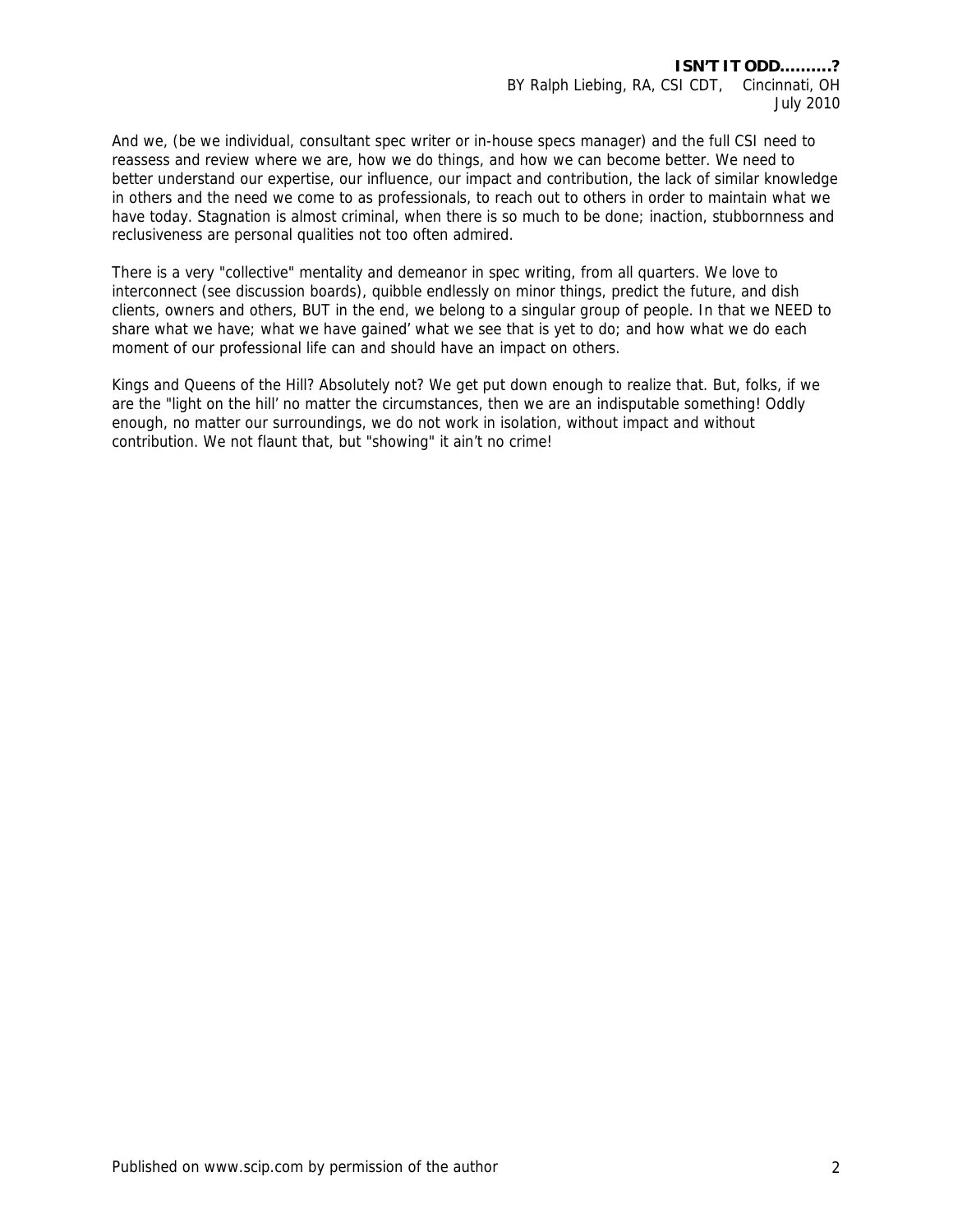And we, (be we individual, consultant spec writer or in-house specs manager) and the full CSI need to reassess and review where we are, how we do things, and how we can become better. We need to better understand our expertise, our influence, our impact and contribution, the lack of similar knowledge in others and the need we come to as professionals, to reach out to others in order to maintain what we have today. Stagnation is almost criminal, when there is so much to be done; inaction, stubbornness and reclusiveness are personal qualities not too often admired.

There is a very "collective" mentality and demeanor in spec writing, from all quarters. We love to interconnect (see discussion boards), quibble endlessly on minor things, predict the future, and dish clients, owners and others, BUT in the end, we belong to a singular group of people. In that we NEED to share what we have; what we have gained' what we see that is yet to do; and how what we do each moment of our professional life can and should have an impact on others.

Kings and Queens of the Hill? Absolutely not? We get put down enough to realize that. But, folks, if we are the "light on the hill' no matter the circumstances, then we are an indisputable something! Oddly enough, no matter our surroundings, we do not work in isolation, without impact and without contribution. We not flaunt that, but "showing" it ain't no crime!

Published on www.scip.com by permission of the author